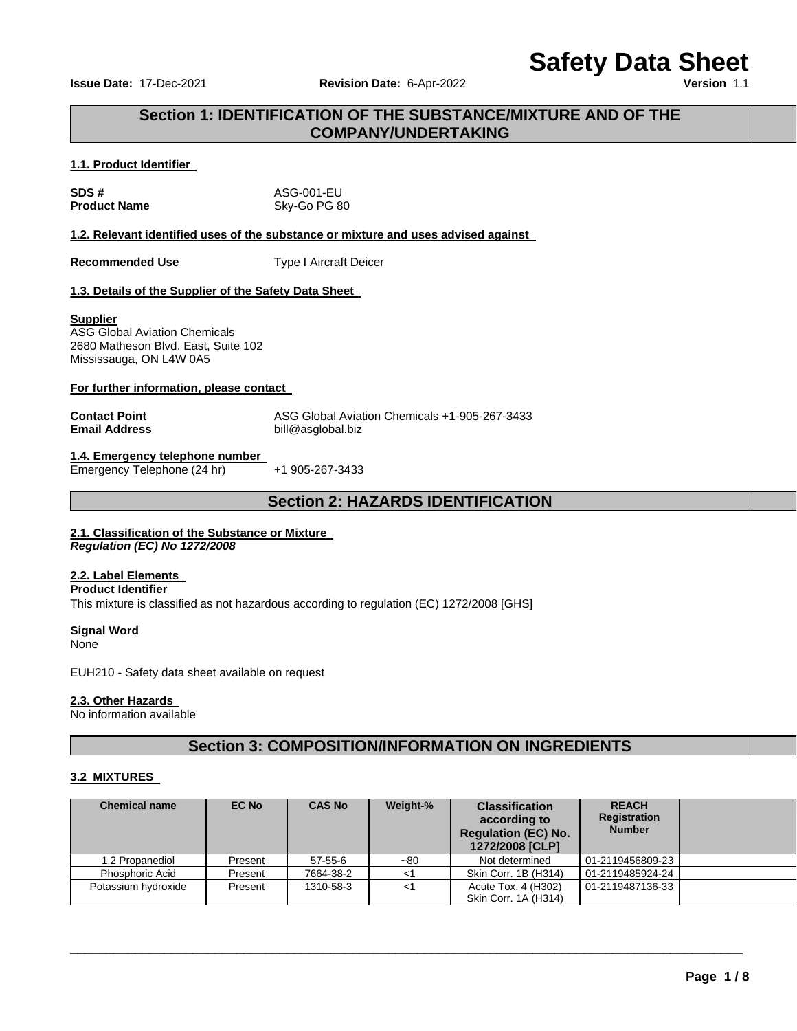# Safety Data Sheet

**Issue Date:** 17-Dec-2021 **Revision Date:** 6-Apr-2022 **Version** 1.1

## Section 1: IDENTIFICATION OF THE SUBSTANCE/MIXTURE AND OF THE COMPANY/UNDERTAKING

### 1.1. Product Identifier

**SDS #** ASG-001-EU
**Product Name** Sky-Go PG 80

### 1.2. Relevant identified uses of the substance or mixture and uses advised against

**Recommended Use** Type I Aircraft Deicer

### 1.3. Details of the Supplier of the Safety Data Sheet

**Supplier**
ASG Global Aviation Chemicals
2680 Matheson Blvd. East, Suite 102
Mississauga, ON L4W 0A5

**For further information, please contact**

**Contact Point** ASG Global Aviation Chemicals +1-905-267-3433
**Email Address** bill@asglobal.biz

### 1.4. Emergency telephone number

Emergency Telephone (24 hr) +1 905-267-3433

## Section 2: HAZARDS IDENTIFICATION

### 2.1. Classification of the Substance or Mixture

***Regulation (EC) No 1272/2008***

### 2.2. Label Elements

**Product Identifier**
This mixture is classified as not hazardous according to regulation (EC) 1272/2008 [GHS]

**Signal Word**
None

EUH210 - Safety data sheet available on request

### 2.3. Other Hazards

No information available

## Section 3: COMPOSITION/INFORMATION ON INGREDIENTS

### 3.2 MIXTURES

| Chemical name | EC No | CAS No | Weight-% | Classification according to Regulation (EC) No. 1272/2008 [CLP] | REACH Registration Number | |
|---|---|---|---|---|---|---|
| 1,2 Propanediol | Present | 57-55-6 | ~80 | Not determined | 01-2119456809-23 | |
| Phosphoric Acid | Present | 7664-38-2 | <1 | Skin Corr. 1B (H314) | 01-2119485924-24 | |
| Potassium hydroxide | Present | 1310-58-3 | <1 | Acute Tox. 4 (H302) Skin Corr. 1A (H314) | 01-2119487136-33 | |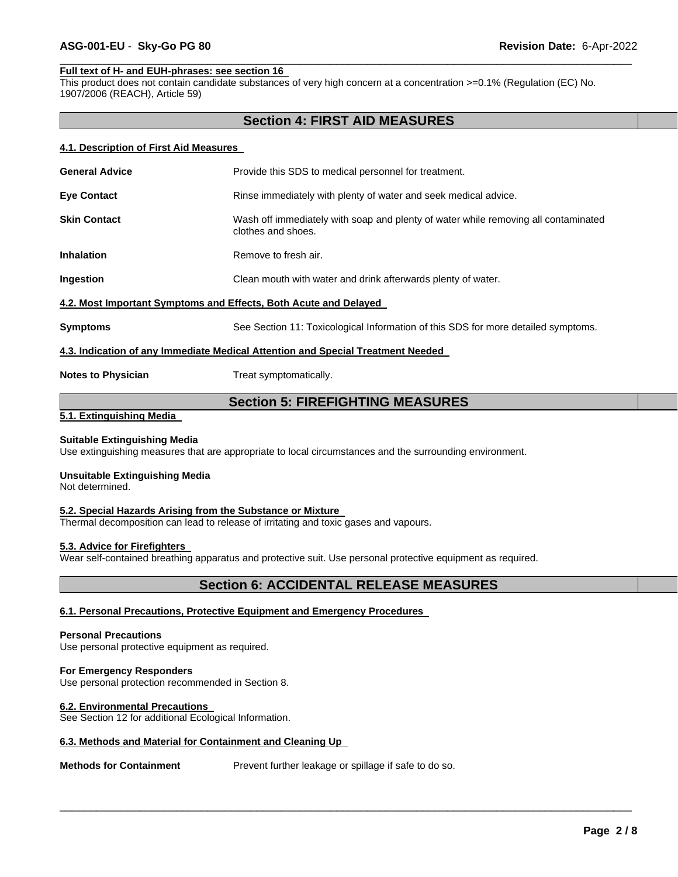**Full text of H- and EUH-phrases: see section 16**

This product does not contain candidate substances of very high concern at a concentration >=0.1% (Regulation (EC) No. 1907/2006 (REACH), Article 59)

## Section 4: FIRST AID MEASURES

### 4.1. Description of First Aid Measures

**General Advice** Provide this SDS to medical personnel for treatment.

**Eye Contact** Rinse immediately with plenty of water and seek medical advice.

**Skin Contact** Wash off immediately with soap and plenty of water while removing all contaminated clothes and shoes.

**Inhalation** Remove to fresh air.

**Ingestion** Clean mouth with water and drink afterwards plenty of water.

### 4.2. Most Important Symptoms and Effects, Both Acute and Delayed

**Symptoms** See Section 11: Toxicological Information of this SDS for more detailed symptoms.

### 4.3. Indication of any Immediate Medical Attention and Special Treatment Needed

**Notes to Physician** Treat symptomatically.

## Section 5: FIREFIGHTING MEASURES

### 5.1. Extinguishing Media

**Suitable Extinguishing Media**

Use extinguishing measures that are appropriate to local circumstances and the surrounding environment.

**Unsuitable Extinguishing Media**

Not determined.

### 5.2. Special Hazards Arising from the Substance or Mixture

Thermal decomposition can lead to release of irritating and toxic gases and vapours.

### 5.3. Advice for Firefighters

Wear self-contained breathing apparatus and protective suit. Use personal protective equipment as required.

## Section 6: ACCIDENTAL RELEASE MEASURES

### 6.1. Personal Precautions, Protective Equipment and Emergency Procedures

**Personal Precautions**

Use personal protective equipment as required.

**For Emergency Responders**

Use personal protection recommended in Section 8.

### 6.2. Environmental Precautions

See Section 12 for additional Ecological Information.

### 6.3. Methods and Material for Containment and Cleaning Up

**Methods for Containment** Prevent further leakage or spillage if safe to do so.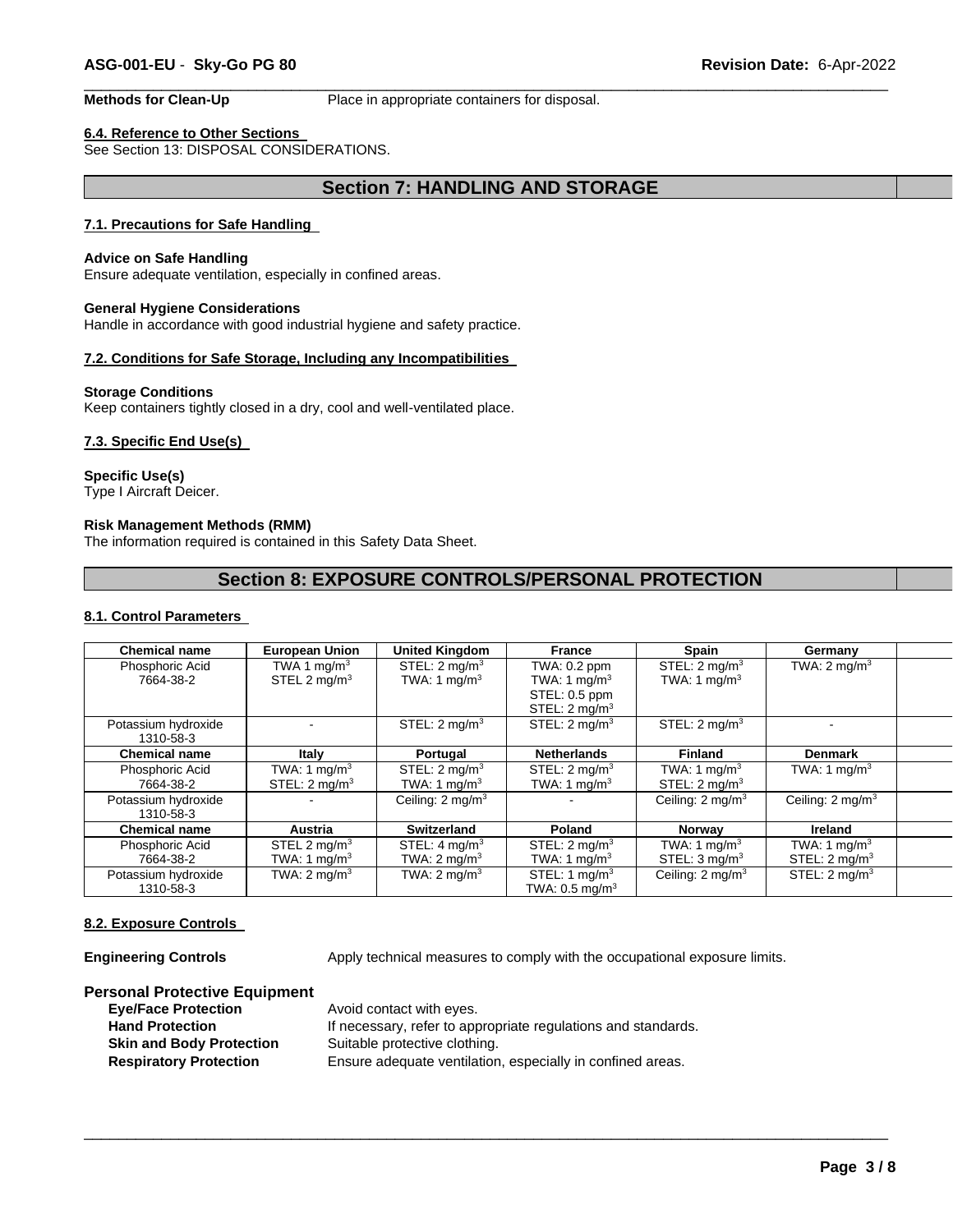**Methods for Clean-Up** Place in appropriate containers for disposal.

**6.4. Reference to Other Sections**

See Section 13: DISPOSAL CONSIDERATIONS.

## Section 7: HANDLING AND STORAGE

**7.1. Precautions for Safe Handling**

**Advice on Safe Handling**

Ensure adequate ventilation, especially in confined areas.

**General Hygiene Considerations**

Handle in accordance with good industrial hygiene and safety practice.

**7.2. Conditions for Safe Storage, Including any Incompatibilities**

**Storage Conditions**

Keep containers tightly closed in a dry, cool and well-ventilated place.

**7.3. Specific End Use(s)**

**Specific Use(s)**

Type I Aircraft Deicer.

**Risk Management Methods (RMM)**

The information required is contained in this Safety Data Sheet.

## Section 8: EXPOSURE CONTROLS/PERSONAL PROTECTION

**8.1. Control Parameters**

| Chemical name | European Union | United Kingdom | France | Spain | Germany |
|---|---|---|---|---|---|
| Phosphoric Acid 7664-38-2 | TWA 1 $mg/m^3$ STEL 2 $mg/m^3$ | STEL: 2 $mg/m^3$ TWA: 1 $mg/m^3$ | TWA: 0.2 ppm TWA: 1 $mg/m^3$ STEL: 0.5 ppm STEL: 2 $mg/m^3$ | STEL: 2 $mg/m^3$ TWA: 1 $mg/m^3$ | TWA: 2 $mg/m^3$ |
| Potassium hydroxide 1310-58-3 | - | STEL: 2 $mg/m^3$ | STEL: 2 $mg/m^3$ | STEL: 2 $mg/m^3$ | - |
| **Chemical name** | **Italy** | **Portugal** | **Netherlands** | **Finland** | **Denmark** |
| Phosphoric Acid 7664-38-2 | TWA: 1 $mg/m^3$ STEL: 2 $mg/m^3$ | STEL: 2 $mg/m^3$ TWA: 1 $mg/m^3$ | STEL: 2 $mg/m^3$ TWA: 1 $mg/m^3$ | TWA: 1 $mg/m^3$ STEL: 2 $mg/m^3$ | TWA: 1 $mg/m^3$ |
| Potassium hydroxide 1310-58-3 | - | Ceiling: 2 $mg/m^3$ | - | Ceiling: 2 $mg/m^3$ | Ceiling: 2 $mg/m^3$ |
| **Chemical name** | **Austria** | **Switzerland** | **Poland** | **Norway** | **Ireland** |
| Phosphoric Acid 7664-38-2 | STEL 2 $mg/m^3$ TWA: 1 $mg/m^3$ | STEL: 4 $mg/m^3$ TWA: 2 $mg/m^3$ | STEL: 2 $mg/m^3$ TWA: 1 $mg/m^3$ | TWA: 1 $mg/m^3$ STEL: 3 $mg/m^3$ | TWA: 1 $mg/m^3$ STEL: 2 $mg/m^3$ |
| Potassium hydroxide 1310-58-3 | TWA: 2 $mg/m^3$ | TWA: 2 $mg/m^3$ | STEL: 1 $mg/m^3$ TWA: 0.5 $mg/m^3$ | Ceiling: 2 $mg/m^3$ | STEL: 2 $mg/m^3$ |

**8.2. Exposure Controls**

**Engineering Controls** Apply technical measures to comply with the occupational exposure limits.

**Personal Protective Equipment**

- **Eye/Face Protection** Avoid contact with eyes.
- **Hand Protection** If necessary, refer to appropriate regulations and standards.
- **Skin and Body Protection** Suitable protective clothing.
- **Respiratory Protection** Ensure adequate ventilation, especially in confined areas.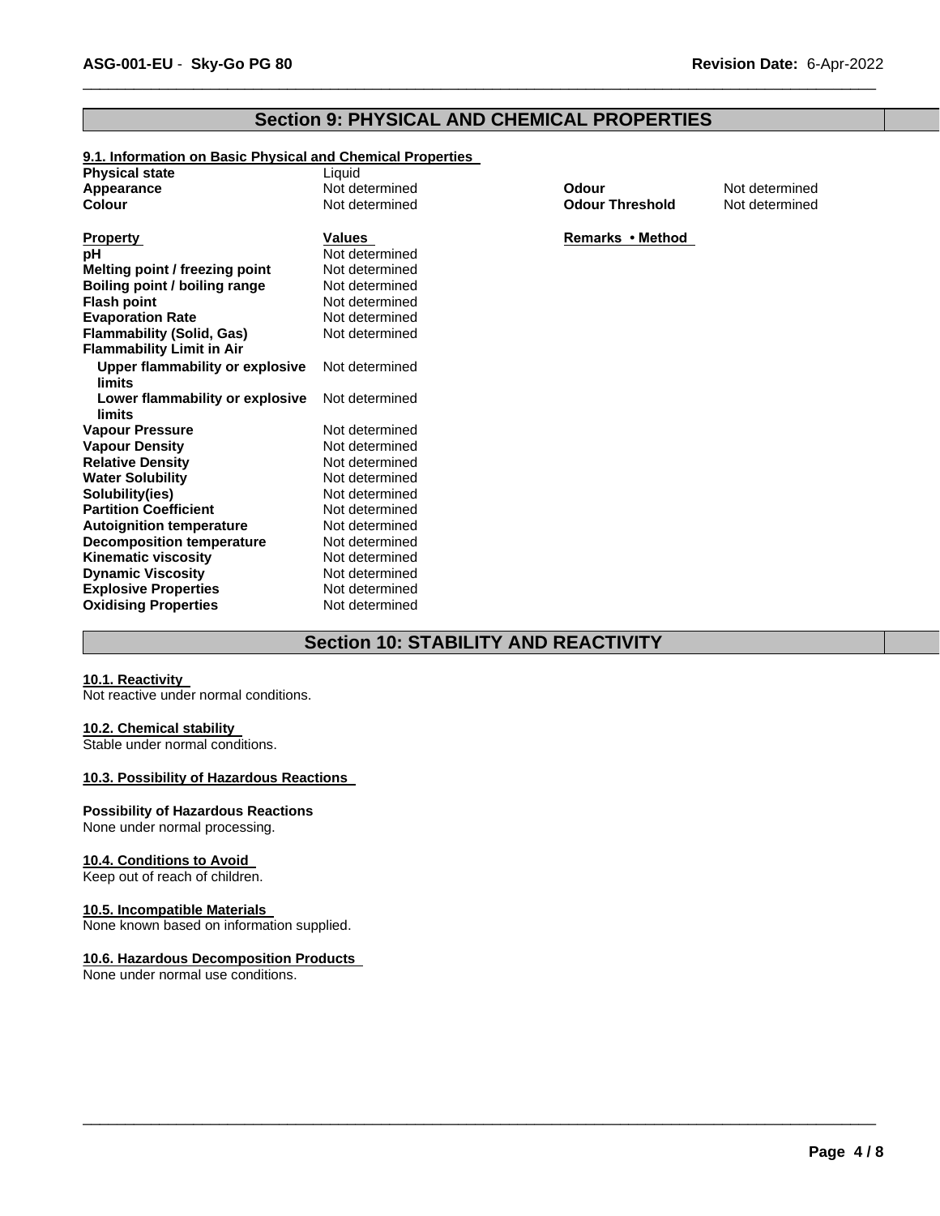## Section 9: PHYSICAL AND CHEMICAL PROPERTIES

### 9.1. Information on Basic Physical and Chemical Properties

| | | | |
|---|---|---|---|
| **Physical state** | Liquid | | |
| **Appearance** | Not determined | **Odour** | Not determined |
| **Colour** | Not determined | **Odour Threshold** | Not determined |

| **Property** | **Values** | **Remarks • Method** |
|---|---|---|
| **pH** | Not determined | |
| **Melting point / freezing point** | Not determined | |
| **Boiling point / boiling range** | Not determined | |
| **Flash point** | Not determined | |
| **Evaporation Rate** | Not determined | |
| **Flammability (Solid, Gas)** | Not determined | |
| **Flammability Limit in Air** | | |
| **Upper flammability or explosive limits** | Not determined | |
| **Lower flammability or explosive limits** | Not determined | |
| **Vapour Pressure** | Not determined | |
| **Vapour Density** | Not determined | |
| **Relative Density** | Not determined | |
| **Water Solubility** | Not determined | |
| **Solubility(ies)** | Not determined | |
| **Partition Coefficient** | Not determined | |
| **Autoignition temperature** | Not determined | |
| **Decomposition temperature** | Not determined | |
| **Kinematic viscosity** | Not determined | |
| **Dynamic Viscosity** | Not determined | |
| **Explosive Properties** | Not determined | |
| **Oxidising Properties** | Not determined | |

## Section 10: STABILITY AND REACTIVITY

### 10.1. Reactivity

Not reactive under normal conditions.

### 10.2. Chemical stability

Stable under normal conditions.

### 10.3. Possibility of Hazardous Reactions

**Possibility of Hazardous Reactions**

None under normal processing.

### 10.4. Conditions to Avoid

Keep out of reach of children.

### 10.5. Incompatible Materials

None known based on information supplied.

### 10.6. Hazardous Decomposition Products

None under normal use conditions.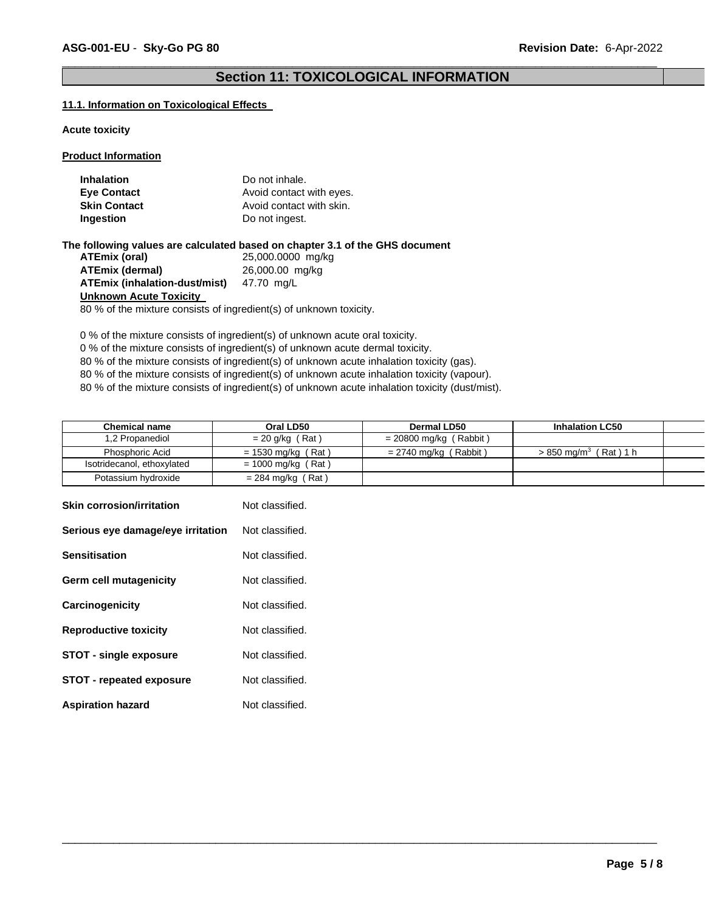## Section 11: TOXICOLOGICAL INFORMATION

**11.1. Information on Toxicological Effects**

**Acute toxicity**

**Product Information**

| | |
|---|---|
| **Inhalation** | Do not inhale. |
| **Eye Contact** | Avoid contact with eyes. |
| **Skin Contact** | Avoid contact with skin. |
| **Ingestion** | Do not ingest. |

**The following values are calculated based on chapter 3.1 of the GHS document**

| | |
|---|---|
| **ATEmix (oral)** | 25,000.0000 mg/kg |
| **ATEmix (dermal)** | 26,000.00 mg/kg |
| **ATEmix (inhalation-dust/mist)** | 47.70 mg/L |

**Unknown Acute Toxicity**

80 % of the mixture consists of ingredient(s) of unknown toxicity.

0 % of the mixture consists of ingredient(s) of unknown acute oral toxicity.
0 % of the mixture consists of ingredient(s) of unknown acute dermal toxicity.
80 % of the mixture consists of ingredient(s) of unknown acute inhalation toxicity (gas).
80 % of the mixture consists of ingredient(s) of unknown acute inhalation toxicity (vapour).
80 % of the mixture consists of ingredient(s) of unknown acute inhalation toxicity (dust/mist).

| Chemical name | Oral LD50 | Dermal LD50 | Inhalation LC50 | |
|---|---|---|---|---|
| 1,2 Propanediol | = 20 g/kg ( Rat ) | = 20800 mg/kg ( Rabbit ) | | |
| Phosphoric Acid | = 1530 mg/kg ( Rat ) | = 2740 mg/kg ( Rabbit ) | > 850 mg/m$^3$ ( Rat ) 1 h | |
| Isotridecanol, ethoxylated | = 1000 mg/kg ( Rat ) | | | |
| Potassium hydroxide | = 284 mg/kg ( Rat ) | | | |

| | |
|---|---|
| **Skin corrosion/irritation** | Not classified. |
| **Serious eye damage/eye irritation** | Not classified. |
| **Sensitisation** | Not classified. |
| **Germ cell mutagenicity** | Not classified. |
| **Carcinogenicity** | Not classified. |
| **Reproductive toxicity** | Not classified. |
| **STOT - single exposure** | Not classified. |
| **STOT - repeated exposure** | Not classified. |
| **Aspiration hazard** | Not classified. |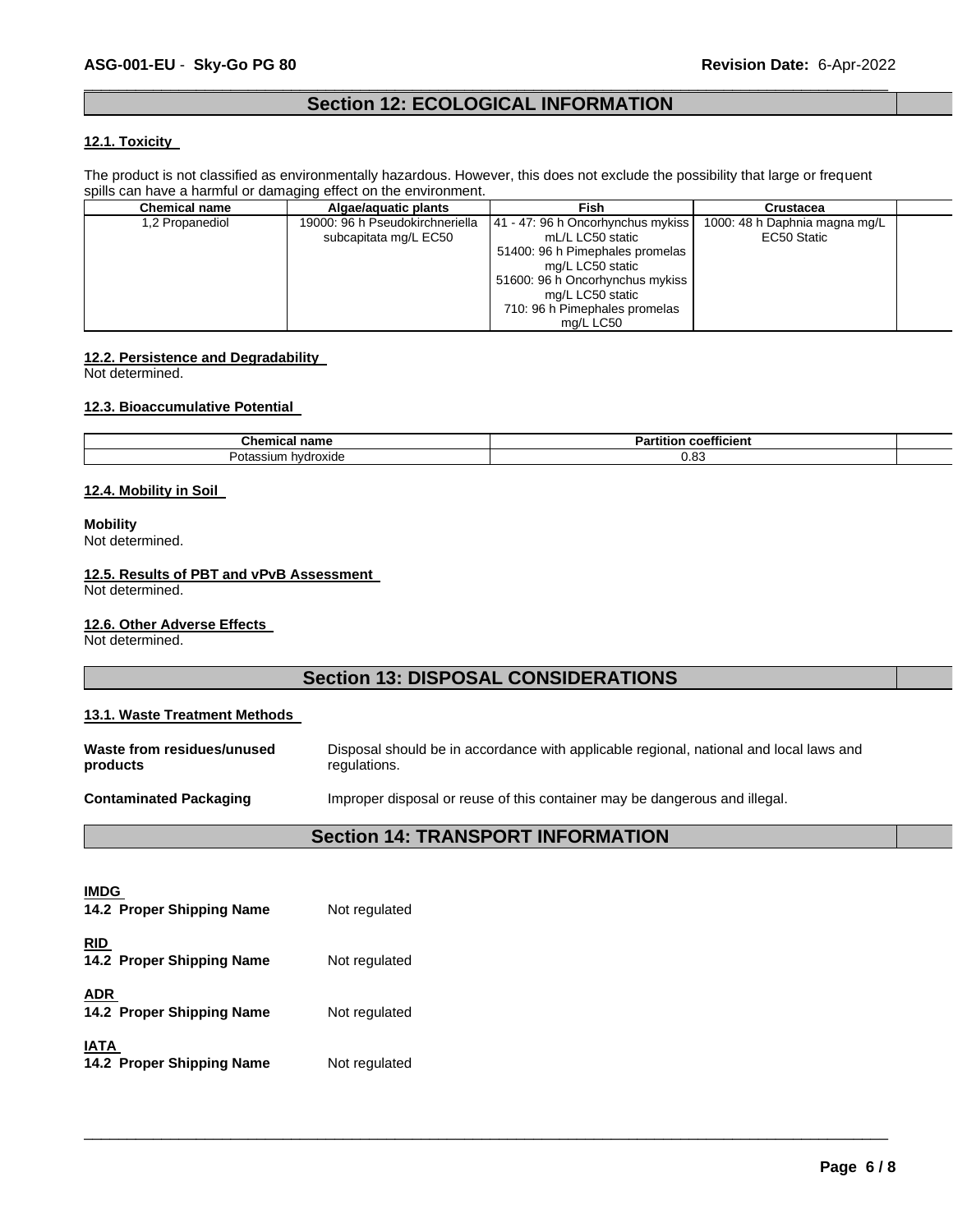## Section 12: ECOLOGICAL INFORMATION

### 12.1. Toxicity

The product is not classified as environmentally hazardous. However, this does not exclude the possibility that large or frequent spills can have a harmful or damaging effect on the environment.

| Chemical name | Algae/aquatic plants | Fish | Crustacea |
|---|---|---|---|
| 1,2 Propanediol | 19000: 96 h Pseudokirchneriella subcapitata mg/L EC50 | 41 - 47: 96 h Oncorhynchus mykiss mL/L LC50 static<br>51400: 96 h Pimephales promelas mg/L LC50 static<br>51600: 96 h Oncorhynchus mykiss mg/L LC50 static<br>710: 96 h Pimephales promelas mg/L LC50 | 1000: 48 h Daphnia magna mg/L EC50 Static |

### 12.2. Persistence and Degradability

Not determined.

### 12.3. Bioaccumulative Potential

| Chemical name | Partition coefficient |
|---|---|
| Potassium hydroxide | 0.83 |

### 12.4. Mobility in Soil

**Mobility**

Not determined.

### 12.5. Results of PBT and vPvB Assessment

Not determined.

### 12.6. Other Adverse Effects

Not determined.

## Section 13: DISPOSAL CONSIDERATIONS

### 13.1. Waste Treatment Methods

**Waste from residues/unused products** Disposal should be in accordance with applicable regional, national and local laws and regulations.

**Contaminated Packaging** Improper disposal or reuse of this container may be dangerous and illegal.

## Section 14: TRANSPORT INFORMATION

**IMDG**

**14.2 Proper Shipping Name** Not regulated

**RID**

**14.2 Proper Shipping Name** Not regulated

**ADR**

**14.2 Proper Shipping Name** Not regulated

**IATA**

**14.2 Proper Shipping Name** Not regulated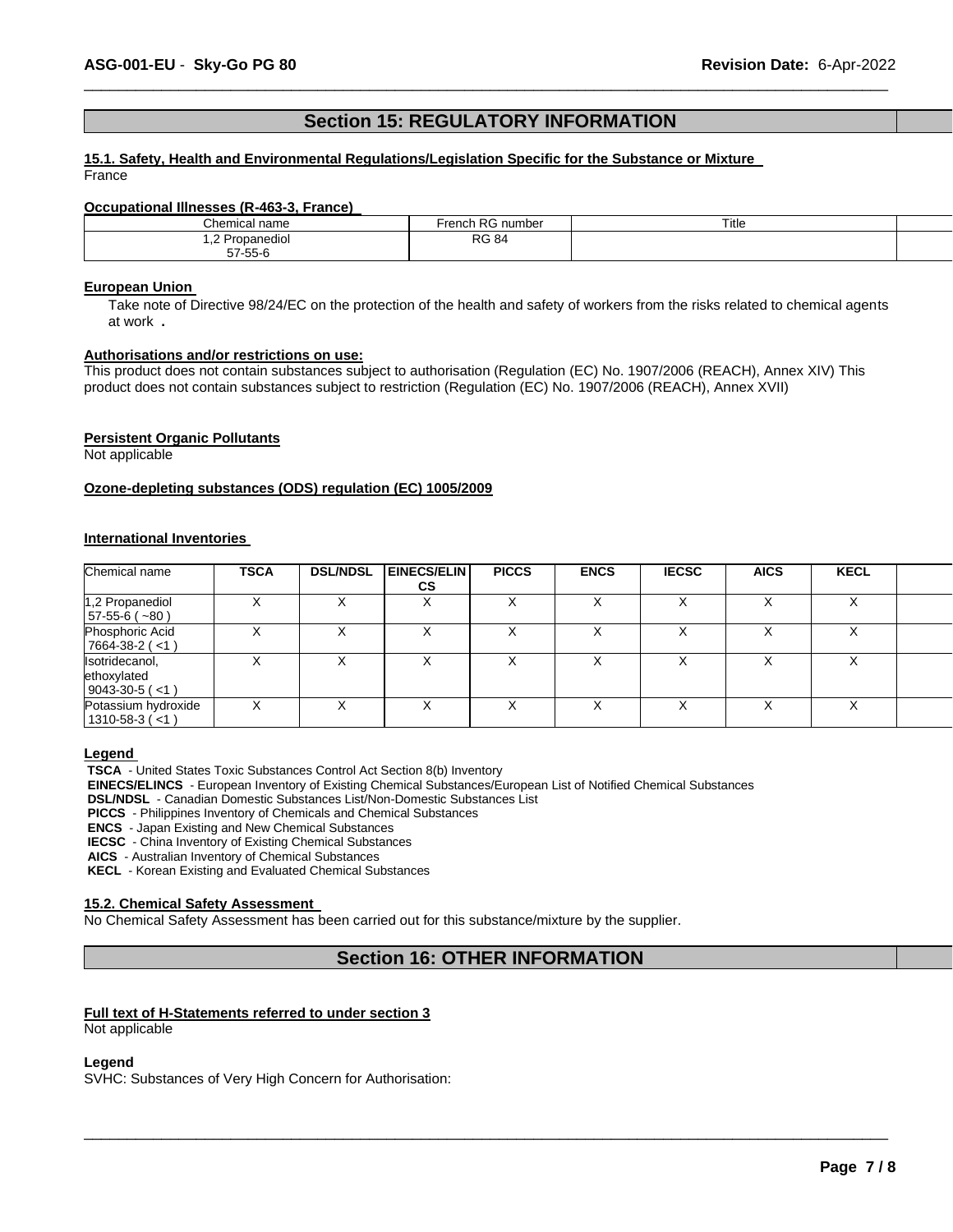## Section 15: REGULATORY INFORMATION

**15.1. Safety, Health and Environmental Regulations/Legislation Specific for the Substance or Mixture**

France

**Occupational Illnesses (R-463-3, France)**

| Chemical name | French RG number | Title |
|---|---|---|
| 1,2 Propanediol 57-55-6 | RG 84 | |

**European Union**

Take note of Directive 98/24/EC on the protection of the health and safety of workers from the risks related to chemical agents at work .

**Authorisations and/or restrictions on use:**

This product does not contain substances subject to authorisation (Regulation (EC) No. 1907/2006 (REACH), Annex XIV) This product does not contain substances subject to restriction (Regulation (EC) No. 1907/2006 (REACH), Annex XVII)

**Persistent Organic Pollutants**

Not applicable

**Ozone-depleting substances (ODS) regulation (EC) 1005/2009**

**International Inventories**

| Chemical name | TSCA | DSL/NDSL | EINECS/ELINCS | PICCS | ENCS | IECSC | AICS | KECL |
|---|---|---|---|---|---|---|---|---|
| 1,2 Propanediol 57-55-6 ( ~80 ) | X | X | X | X | X | X | X | X |
| Phosphoric Acid 7664-38-2 ( <1 ) | X | X | X | X | X | X | X | X |
| Isotridecanol, ethoxylated 9043-30-5 ( <1 ) | X | X | X | X | X | X | X | X |
| Potassium hydroxide 1310-58-3 ( <1 ) | X | X | X | X | X | X | X | X |

**Legend**

**TSCA** - United States Toxic Substances Control Act Section 8(b) Inventory
**EINECS/ELINCS** - European Inventory of Existing Chemical Substances/European List of Notified Chemical Substances
**DSL/NDSL** - Canadian Domestic Substances List/Non-Domestic Substances List
**PICCS** - Philippines Inventory of Chemicals and Chemical Substances
**ENCS** - Japan Existing and New Chemical Substances
**IECSC** - China Inventory of Existing Chemical Substances
**AICS** - Australian Inventory of Chemical Substances
**KECL** - Korean Existing and Evaluated Chemical Substances

**15.2. Chemical Safety Assessment**

No Chemical Safety Assessment has been carried out for this substance/mixture by the supplier.

## Section 16: OTHER INFORMATION

**Full text of H-Statements referred to under section 3**

Not applicable

**Legend**

SVHC: Substances of Very High Concern for Authorisation: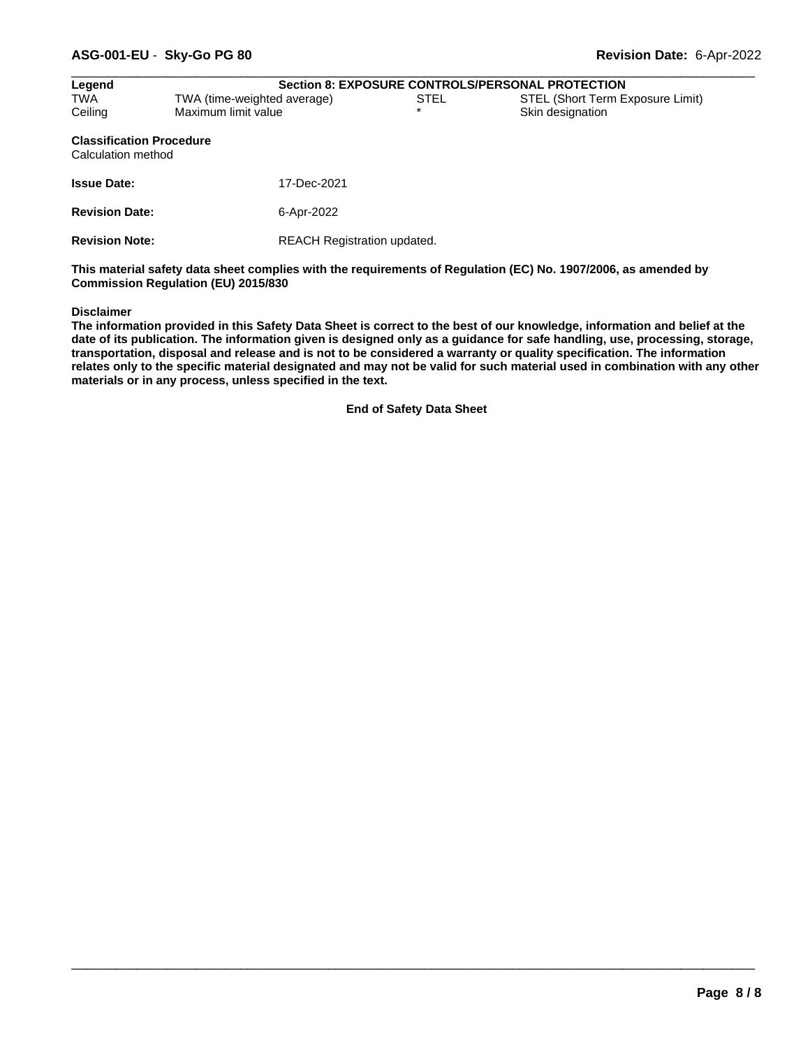**Legend** **Section 8: EXPOSURE CONTROLS/PERSONAL PROTECTION**

| | | | |
|---|---|---|---|
| TWA | TWA (time-weighted average) | STEL | STEL (Short Term Exposure Limit) |
| Ceiling | Maximum limit value | * | Skin designation |

**Classification Procedure**

Calculation method

**Issue Date:** 17-Dec-2021

**Revision Date:** 6-Apr-2022

**Revision Note:** REACH Registration updated.

**This material safety data sheet complies with the requirements of Regulation (EC) No. 1907/2006, as amended by Commission Regulation (EU) 2015/830**

**Disclaimer**

**The information provided in this Safety Data Sheet is correct to the best of our knowledge, information and belief at the date of its publication. The information given is designed only as a guidance for safe handling, use, processing, storage, transportation, disposal and release and is not to be considered a warranty or quality specification. The information relates only to the specific material designated and may not be valid for such material used in combination with any other materials or in any process, unless specified in the text.**

**End of Safety Data Sheet**